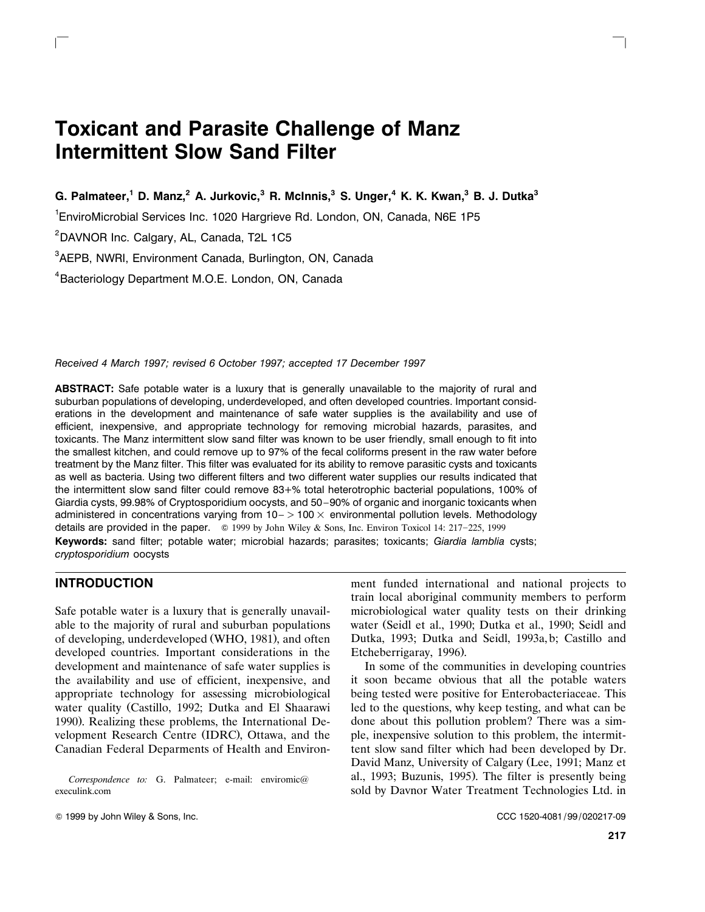# Toxicant and Parasite Challenge of Manz Intermittent Slow Sand Filter

**G. Palmateer,[1] D. Manz,[2] A. Jurkovic,[3] R. McInnis,[3] S. Unger,[4] K. K. Kwan,[3] B. J. Dutka[3]**

[1]EnviroMicrobial Services Inc. 1020 Hargrieve Rd. London, ON, Canada, N6E 1P5

[2]DAVNOR Inc. Calgary, AL, Canada, T2L 1C5

[3]AEPB, NWRI, Environment Canada, Burlington, ON, Canada

[4]Bacteriology Department M.O.E. London, ON, Canada

*Received 4 March 1997; revised 6 October 1997; accepted 17 December 1997*

**ABSTRACT:** Safe potable water is a luxury that is generally unavailable to the majority of rural and suburban populations of developing, underdeveloped, and often developed countries. Important considerations in the development and maintenance of safe water supplies is the availability and use of efficient, inexpensive, and appropriate technology for removing microbial hazards, parasites, and toxicants. The Manz intermittent slow sand filter was known to be user friendly, small enough to fit into the smallest kitchen, and could remove up to 97% of the fecal coliforms present in the raw water before treatment by the Manz filter. This filter was evaluated for its ability to remove parasitic cysts and toxicants as well as bacteria. Using two different filters and two different water supplies our results indicated that the intermittent slow sand filter could remove 83+% total heterotrophic bacterial populations, 100% of Giardia cysts, 99.98% of Cryptosporidium oocysts, and 50–90% of organic and inorganic toxicants when administered in concentrations varying from 10– > 100 × environmental pollution levels. Methodology details are provided in the paper. © 1999 by John Wiley & Sons, Inc. Environ Toxicol 14: 217–225, 1999

**Keywords:** sand filter; potable water; microbial hazards; parasites; toxicants; *Giardia lamblia* cysts; *cryptosporidium* oocysts

## INTRODUCTION

Safe potable water is a luxury that is generally unavailable to the majority of rural and suburban populations of developing, underdeveloped (WHO, 1981), and often developed countries. Important considerations in the development and maintenance of safe water supplies is the availability and use of efficient, inexpensive, and appropriate technology for assessing microbiological water quality (Castillo, 1992; Dutka and El Shaarawi 1990). Realizing these problems, the International Development Research Centre (IDRC), Ottawa, and the Canadian Federal Deparments of Health and Environment funded international and national projects to train local aboriginal community members to perform microbiological water quality tests on their drinking water (Seidl et al., 1990; Dutka et al., 1990; Seidl and Dutka, 1993; Dutka and Seidl, 1993a, b; Castillo and Etcheberrigaray, 1996).

In some of the communities in developing countries it soon became obvious that all the potable waters being tested were positive for Enterobacteriaceae. This led to the questions, why keep testing, and what can be done about this pollution problem? There was a simple, inexpensive solution to this problem, the intermittent slow sand filter which had been developed by Dr. David Manz, University of Calgary (Lee, 1991; Manz et al., 1993; Buzunis, 1995). The filter is presently being sold by Davnor Water Treatment Technologies Ltd. in

*Correspondence to:* G. Palmateer; e-mail: enviromic@execulink.com

© 1999 by John Wiley & Sons, Inc. CCC 1520-4081/99/020217-09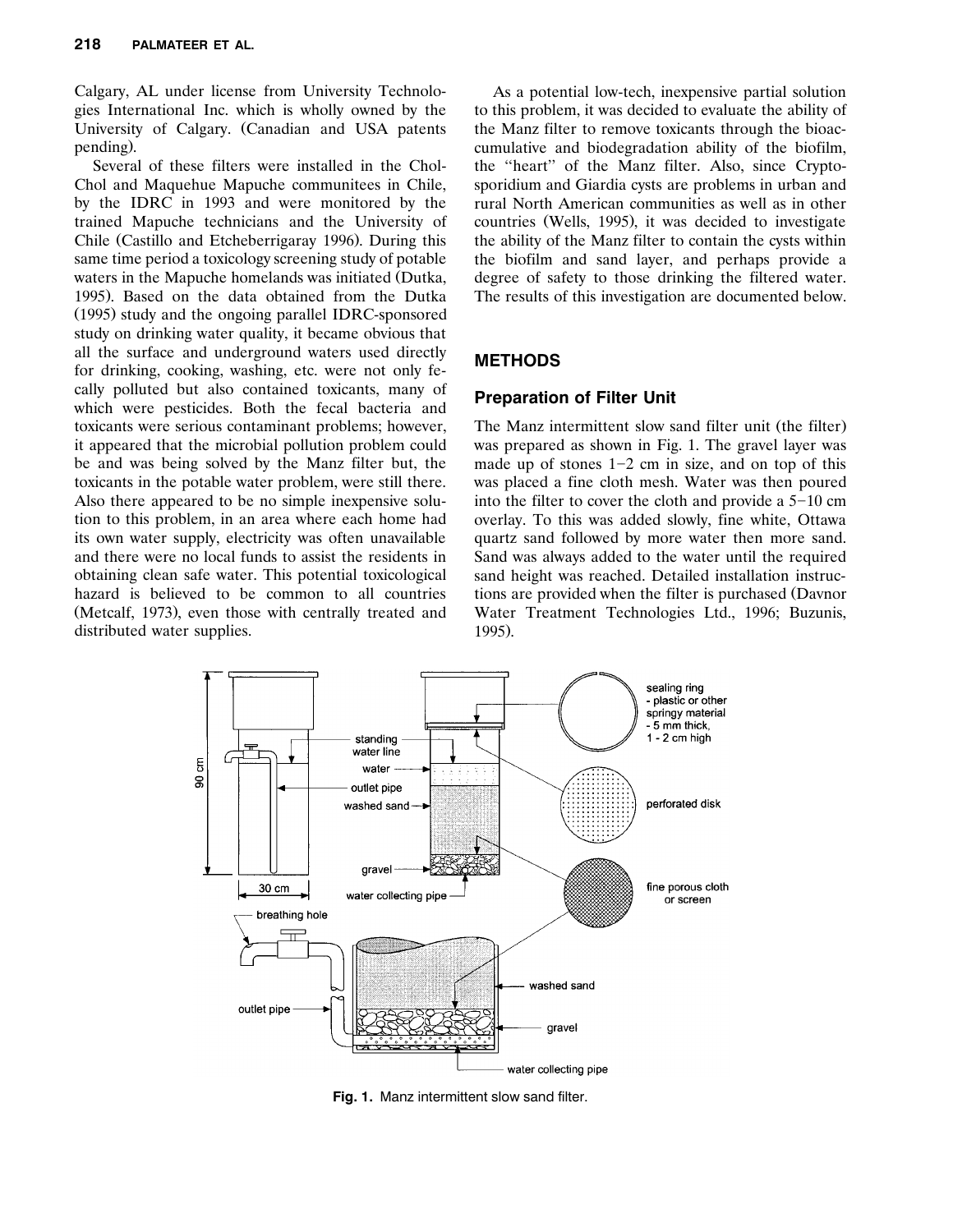Calgary, AL under license from University Technologies International Inc. which is wholly owned by the University of Calgary. (Canadian and USA patents pending).

Several of these filters were installed in the Chol-Chol and Maquehue Mapuche communitees in Chile, by the IDRC in 1993 and were monitored by the trained Mapuche technicians and the University of Chile (Castillo and Etcheberrigaray 1996). During this same time period a toxicology screening study of potable waters in the Mapuche homelands was initiated (Dutka, 1995). Based on the data obtained from the Dutka (1995) study and the ongoing parallel IDRC-sponsored study on drinking water quality, it became obvious that all the surface and underground waters used directly for drinking, cooking, washing, etc. were not only fecally polluted but also contained toxicants, many of which were pesticides. Both the fecal bacteria and toxicants were serious contaminant problems; however, it appeared that the microbial pollution problem could be and was being solved by the Manz filter but, the toxicants in the potable water problem, were still there. Also there appeared to be no simple inexpensive solution to this problem, in an area where each home had its own water supply, electricity was often unavailable and there were no local funds to assist the residents in obtaining clean safe water. This potential toxicological hazard is believed to be common to all countries (Metcalf, 1973), even those with centrally treated and distributed water supplies.

As a potential low-tech, inexpensive partial solution to this problem, it was decided to evaluate the ability of the Manz filter to remove toxicants through the bioaccumulative and biodegradation ability of the biofilm, the "heart" of the Manz filter. Also, since Cryptosporidium and Giardia cysts are problems in urban and rural North American communities as well as in other countries (Wells, 1995), it was decided to investigate the ability of the Manz filter to contain the cysts within the biofilm and sand layer, and perhaps provide a degree of safety to those drinking the filtered water. The results of this investigation are documented below.

## METHODS

### Preparation of Filter Unit

The Manz intermittent slow sand filter unit (the filter) was prepared as shown in Fig. 1. The gravel layer was made up of stones 1–2 cm in size, and on top of this was placed a fine cloth mesh. Water was then poured into the filter to cover the cloth and provide a 5–10 cm overlay. To this was added slowly, fine white, Ottawa quartz sand followed by more water then more sand. Sand was always added to the water until the required sand height was reached. Detailed installation instructions are provided when the filter is purchased (Davnor Water Treatment Technologies Ltd., 1996; Buzunis, 1995).

**Fig. 1.** Manz intermittent slow sand filter.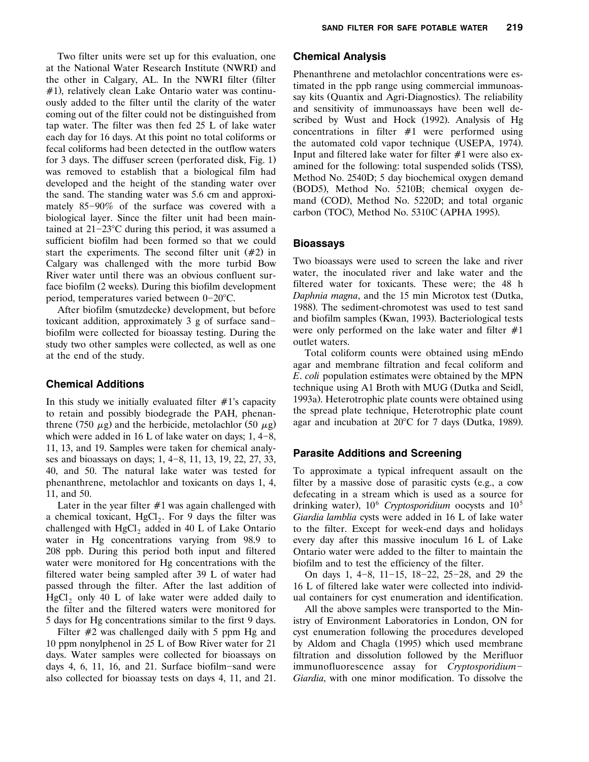Two filter units were set up for this evaluation, one at the National Water Research Institute (NWRI) and the other in Calgary, AL. In the NWRI filter (filter #1), relatively clean Lake Ontario water was continuously added to the filter until the clarity of the water coming out of the filter could not be distinguished from tap water. The filter was then fed 25 L of lake water each day for 16 days. At this point no total coliforms or fecal coliforms had been detected in the outflow waters for 3 days. The diffuser screen (perforated disk, Fig. 1) was removed to establish that a biological film had developed and the height of the standing water over the sand. The standing water was 5.6 cm and approximately 85–90% of the surface was covered with a biological layer. Since the filter unit had been maintained at 21–23°C during this period, it was assumed a sufficient biofilm had been formed so that we could start the experiments. The second filter unit (#2) in Calgary was challenged with the more turbid Bow River water until there was an obvious confluent surface biofilm (2 weeks). During this biofilm development period, temperatures varied between 0–20°C.

After biofilm (smutzdecke) development, but before toxicant addition, approximately 3 g of surface sand–biofilm were collected for bioassay testing. During the study two other samples were collected, as well as one at the end of the study.

## Chemical Additions

In this study we initially evaluated filter #1's capacity to retain and possibly biodegrade the PAH, phenanthrene (750 $\mu$g) and the herbicide, metolachlor (50 $\mu$g) which were added in 16 L of lake water on days; 1, 4–8, 11, 13, and 19. Samples were taken for chemical analyses and bioassays on days; 1, 4–8, 11, 13, 19, 22, 27, 33, 40, and 50. The natural lake water was tested for phenanthrene, metolachlor and toxicants on days 1, 4, 11, and 50.

Later in the year filter #1 was again challenged with a chemical toxicant, $HgCl_2$. For 9 days the filter was challenged with $HgCl_2$ added in 40 L of Lake Ontario water in Hg concentrations varying from 98.9 to 208 ppb. During this period both input and filtered water were monitored for Hg concentrations with the filtered water being sampled after 39 L of water had passed through the filter. After the last addition of $HgCl_2$ only 40 L of lake water were added daily to the filter and the filtered waters were monitored for 5 days for Hg concentrations similar to the first 9 days.

Filter #2 was challenged daily with 5 ppm Hg and 10 ppm nonylphenol in 25 L of Bow River water for 21 days. Water samples were collected for bioassays on days 4, 6, 11, 16, and 21. Surface biofilm–sand were also collected for bioassay tests on days 4, 11, and 21.

## Chemical Analysis

Phenanthrene and metolachlor concentrations were estimated in the ppb range using commercial immunoassay kits (Quantix and Agri-Diagnostics). The reliability and sensitivity of immunoassays have been well described by Wust and Hock (1992). Analysis of Hg concentrations in filter #1 were performed using the automated cold vapor technique (USEPA, 1974). Input and filtered lake water for filter #1 were also examined for the following: total suspended solids (TSS), Method No. 2540D; 5 day biochemical oxygen demand (BOD5), Method No. 5210B; chemical oxygen demand (COD), Method No. 5220D; and total organic carbon (TOC), Method No. 5310C (APHA 1995).

## Bioassays

Two bioassays were used to screen the lake and river water, the inoculated river and lake water and the filtered water for toxicants. These were; the 48 h *Daphnia magna*, and the 15 min Microtox test (Dutka, 1988). The sediment-chromotest was used to test sand and biofilm samples (Kwan, 1993). Bacteriological tests were only performed on the lake water and filter #1 outlet waters.

Total coliform counts were obtained using mEndo agar and membrane filtration and fecal coliform and *E. coli* population estimates were obtained by the MPN technique using A1 Broth with MUG (Dutka and Seidl, 1993a). Heterotrophic plate counts were obtained using the spread plate technique, Heterotrophic plate count agar and incubation at 20°C for 7 days (Dutka, 1989).

## Parasite Additions and Screening

To approximate a typical infrequent assault on the filter by a massive dose of parasitic cysts (e.g., a cow defecating in a stream which is used as a source for drinking water), $10^6$ *Cryptosporidium* oocysts and $10^5$ *Giardia lamblia* cysts were added in 16 L of lake water to the filter. Except for week-end days and holidays every day after this massive inoculum 16 L of Lake Ontario water were added to the filter to maintain the biofilm and to test the efficiency of the filter.

On days 1, 4–8, 11–15, 18–22, 25–28, and 29 the 16 L of filtered lake water were collected into individual containers for cyst enumeration and identification.

All the above samples were transported to the Ministry of Environment Laboratories in London, ON for cyst enumeration following the procedures developed by Aldom and Chagla (1995) which used membrane filtration and dissolution followed by the Merifluor immunofluorescence assay for *Cryptosporidium*–*Giardia*, with one minor modification. To dissolve the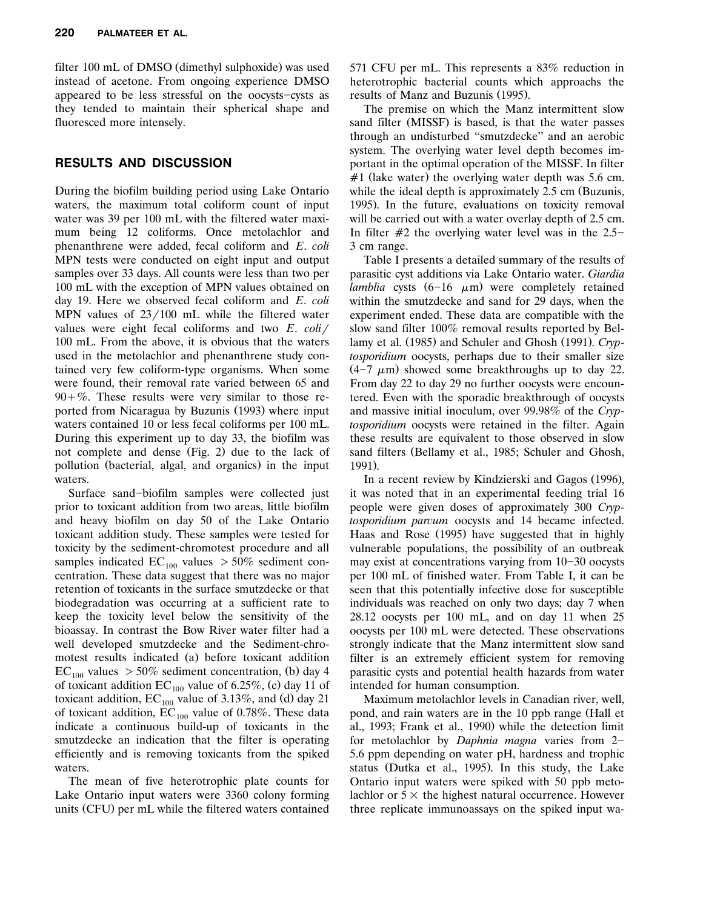filter 100 mL of DMSO (dimethyl sulphoxide) was used instead of acetone. From ongoing experience DMSO appeared to be less stressful on the oocysts–cysts as they tended to maintain their spherical shape and fluoresced more intensely.

## RESULTS AND DISCUSSION

During the biofilm building period using Lake Ontario waters, the maximum total coliform count of input water was 39 per 100 mL with the filtered water maximum being 12 coliforms. Once metolachlor and phenanthrene were added, fecal coliform and *E. coli* MPN tests were conducted on eight input and output samples over 33 days. All counts were less than two per 100 mL with the exception of MPN values obtained on day 19. Here we observed fecal coliform and *E. coli* MPN values of 23/100 mL while the filtered water values were eight fecal coliforms and two *E. coli*/100 mL. From the above, it is obvious that the waters used in the metolachlor and phenanthrene study contained very few coliform-type organisms. When some were found, their removal rate varied between 65 and 90+%. These results were very similar to those reported from Nicaragua by Buzunis (1993) where input waters contained 10 or less fecal coliforms per 100 mL. During this experiment up to day 33, the biofilm was not complete and dense (Fig. 2) due to the lack of pollution (bacterial, algal, and organics) in the input waters.

Surface sand–biofilm samples were collected just prior to toxicant addition from two areas, little biofilm and heavy biofilm on day 50 of the Lake Ontario toxicant addition study. These samples were tested for toxicity by the sediment-chromotest procedure and all samples indicated $EC_{100}$ values $> 50\%$ sediment concentration. These data suggest that there was no major retention of toxicants in the surface smutzdecke or that biodegradation was occurring at a sufficient rate to keep the toxicity level below the sensitivity of the bioassay. In contrast the Bow River water filter had a well developed smutzdecke and the Sediment-chromotest results indicated (a) before toxicant addition $EC_{100}$ values $> 50\%$ sediment concentration, (b) day 4 of toxicant addition $EC_{100}$ value of 6.25%, (c) day 11 of toxicant addition, $EC_{100}$ value of 3.13%, and (d) day 21 of toxicant addition, $EC_{100}$ value of 0.78%. These data indicate a continuous build-up of toxicants in the smutzdecke an indication that the filter is operating efficiently and is removing toxicants from the spiked waters.

The mean of five heterotrophic plate counts for Lake Ontario input waters were 3360 colony forming units (CFU) per mL while the filtered waters contained 571 CFU per mL. This represents a 83% reduction in heterotrophic bacterial counts which approachs the results of Manz and Buzunis (1995).

The premise on which the Manz intermittent slow sand filter (MISSF) is based, is that the water passes through an undisturbed "smutzdecke" and an aerobic system. The overlying water level depth becomes important in the optimal operation of the MISSF. In filter #1 (lake water) the overlying water depth was 5.6 cm. while the ideal depth is approximately 2.5 cm (Buzunis, 1995). In the future, evaluations on toxicity removal will be carried out with a water overlay depth of 2.5 cm. In filter #2 the overlying water level was in the 2.5–3 cm range.

Table I presents a detailed summary of the results of parasitic cyst additions via Lake Ontario water. *Giardia lamblia* cysts (6–16 $\mu$m) were completely retained within the smutzdecke and sand for 29 days, when the experiment ended. These data are compatible with the slow sand filter 100% removal results reported by Bellamy et al. (1985) and Schuler and Ghosh (1991). *Cryptosporidium* oocysts, perhaps due to their smaller size (4–7 $\mu$m) showed some breakthroughs up to day 22. From day 22 to day 29 no further oocysts were encountered. Even with the sporadic breakthrough of oocysts and massive initial inoculum, over 99.98% of the *Cryptosporidium* oocysts were retained in the filter. Again these results are equivalent to those observed in slow sand filters (Bellamy et al., 1985; Schuler and Ghosh, 1991).

In a recent review by Kindzierski and Gagos (1996), it was noted that in an experimental feeding trial 16 people were given doses of approximately 300 *Cryptosporidium parvum* oocysts and 14 became infected. Haas and Rose (1995) have suggested that in highly vulnerable populations, the possibility of an outbreak may exist at concentrations varying from 10–30 oocysts per 100 mL of finished water. From Table I, it can be seen that this potentially infective dose for susceptible individuals was reached on only two days; day 7 when 28.12 oocysts per 100 mL, and on day 11 when 25 oocysts per 100 mL were detected. These observations strongly indicate that the Manz intermittent slow sand filter is an extremely efficient system for removing parasitic cysts and potential health hazards from water intended for human consumption.

Maximum metolachlor levels in Canadian river, well, pond, and rain waters are in the 10 ppb range (Hall et al., 1993; Frank et al., 1990) while the detection limit for metolachlor by *Daphnia magna* varies from 2–5.6 ppm depending on water pH, hardness and trophic status (Dutka et al., 1995). In this study, the Lake Ontario input waters were spiked with 50 ppb metolachlor or $5\times$ the highest natural occurrence. However three replicate immunoassays on the spiked input wa-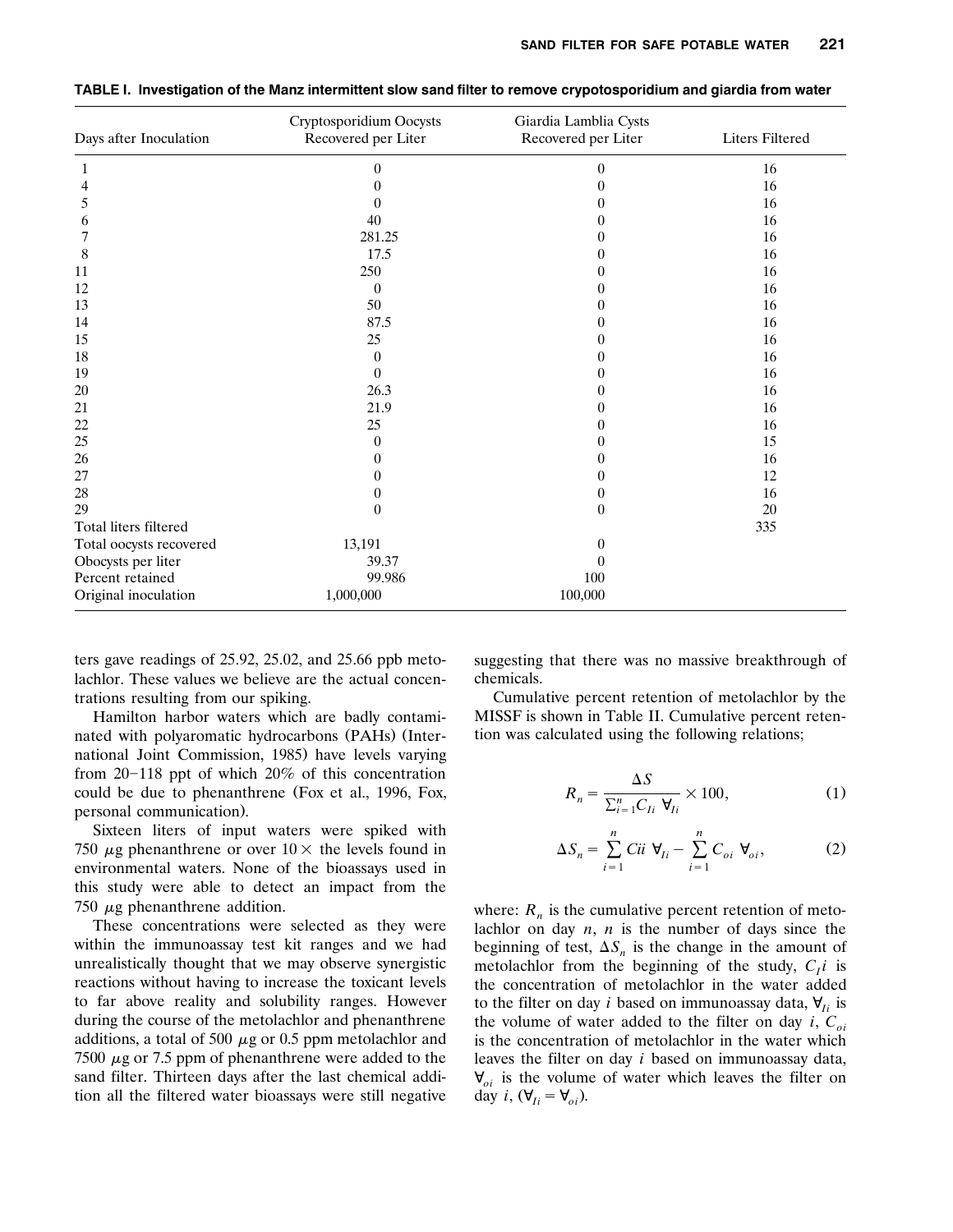**TABLE I. Investigation of the Manz intermittent slow sand filter to remove crypotosporidium and giardia from water**

| Days after Inoculation | Cryptosporidium Oocysts Recovered per Liter | Giardia Lamblia Cysts Recovered per Liter | Liters Filtered |
|---|---|---|---|
| 1 | 0 | 0 | 16 |
| 4 | 0 | 0 | 16 |
| 5 | 0 | 0 | 16 |
| 6 | 40 | 0 | 16 |
| 7 | 281.25 | 0 | 16 |
| 8 | 17.5 | 0 | 16 |
| 11 | 250 | 0 | 16 |
| 12 | 0 | 0 | 16 |
| 13 | 50 | 0 | 16 |
| 14 | 87.5 | 0 | 16 |
| 15 | 25 | 0 | 16 |
| 18 | 0 | 0 | 16 |
| 19 | 0 | 0 | 16 |
| 20 | 26.3 | 0 | 16 |
| 21 | 21.9 | 0 | 16 |
| 22 | 25 | 0 | 16 |
| 25 | 0 | 0 | 15 |
| 26 | 0 | 0 | 16 |
| 27 | 0 | 0 | 12 |
| 28 | 0 | 0 | 16 |
| 29 | 0 | 0 | 20 |
| Total liters filtered | | | 335 |
| Total oocysts recovered | 13,191 | 0 | |
| Obocysts per liter | 39.37 | 0 | |
| Percent retained | 99.986 | 100 | |
| Original inoculation | 1,000,000 | 100,000 | |

ters gave readings of 25.92, 25.02, and 25.66 ppb metolachlor. These values we believe are the actual concentrations resulting from our spiking.

Hamilton harbor waters which are badly contaminated with polyaromatic hydrocarbons (PAHs) (International Joint Commission, 1985) have levels varying from 20–118 ppt of which 20% of this concentration could be due to phenanthrene (Fox et al., 1996, Fox, personal communication).

Sixteen liters of input waters were spiked with 750 $\mu$g phenanthrene or over $10\times$ the levels found in environmental waters. None of the bioassays used in this study were able to detect an impact from the 750 $\mu$g phenanthrene addition.

These concentrations were selected as they were within the immunoassay test kit ranges and we had unrealistically thought that we may observe synergistic reactions without having to increase the toxicant levels to far above reality and solubility ranges. However during the course of the metolachlor and phenanthrene additions, a total of 500 $\mu$g or 0.5 ppm metolachlor and 7500 $\mu$g or 7.5 ppm of phenanthrene were added to the sand filter. Thirteen days after the last chemical addition all the filtered water bioassays were still negative suggesting that there was no massive breakthrough of chemicals.

Cumulative percent retention of metolachlor by the MISSF is shown in Table II. Cumulative percent retention was calculated using the following relations;

$$R_n = \frac{\Delta S}{\sum_{i=1}^{n} C_{Ii} \; \forall_{Ii}} \times 100, \tag{1}$$

$$\Delta S_n = \sum_{i=1}^{n} Cii \; \forall_{Ii} - \sum_{i=1}^{n} C_{oi} \; \forall_{oi}, \tag{2}$$

where: $R_n$ is the cumulative percent retention of metolachlor on day $n$, $n$ is the number of days since the beginning of test, $\Delta S_n$ is the change in the amount of metolachlor from the beginning of the study, $C_I i$ is the concentration of metolachlor in the water added to the filter on day $i$ based on immunoassay data, $\forall_{Ii}$ is the volume of water added to the filter on day $i$, $C_{oi}$ is the concentration of metolachlor in the water which leaves the filter on day $i$ based on immunoassay data, $\forall_{oi}$ is the volume of water which leaves the filter on day $i$, ($\forall_{Ii} = \forall_{oi}$).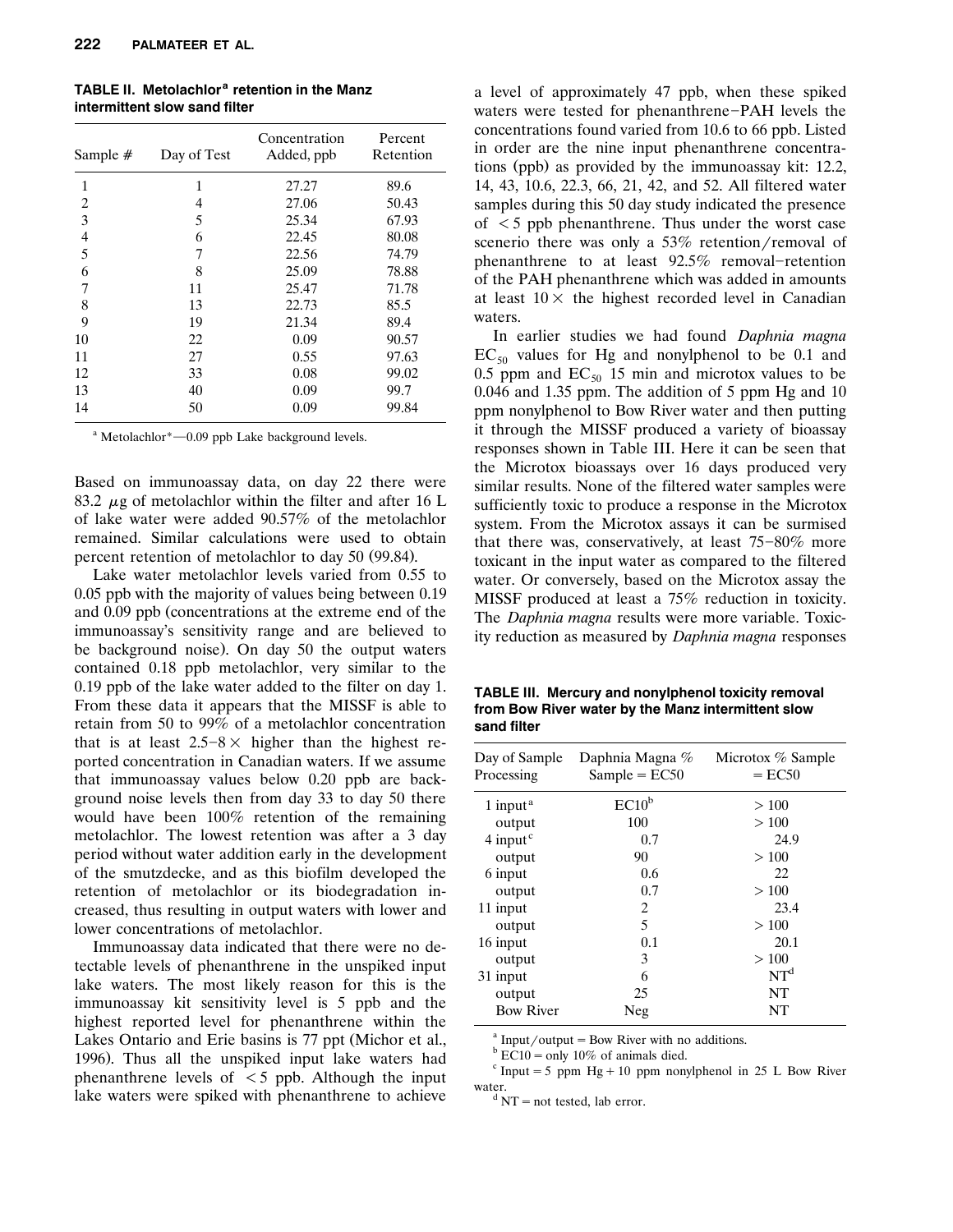**TABLE II. Metolachlor[a] retention in the Manz intermittent slow sand filter**

| Sample # | Day of Test | Concentration Added, ppb | Percent Retention |
|---|---|---|---|
| 1 | 1 | 27.27 | 89.6 |
| 2 | 4 | 27.06 | 50.43 |
| 3 | 5 | 25.34 | 67.93 |
| 4 | 6 | 22.45 | 80.08 |
| 5 | 7 | 22.56 | 74.79 |
| 6 | 8 | 25.09 | 78.88 |
| 7 | 11 | 25.47 | 71.78 |
| 8 | 13 | 22.73 | 85.5 |
| 9 | 19 | 21.34 | 89.4 |
| 10 | 22 | 0.09 | 90.57 |
| 11 | 27 | 0.55 | 97.63 |
| 12 | 33 | 0.08 | 99.02 |
| 13 | 40 | 0.09 | 99.7 |
| 14 | 50 | 0.09 | 99.84 |

[a] Metolachlor*—0.09 ppb Lake background levels.

Based on immunoassay data, on day 22 there were 83.2 $\mu$g of metolachlor within the filter and after 16 L of lake water were added 90.57% of the metolachlor remained. Similar calculations were used to obtain percent retention of metolachlor to day 50 (99.84).

Lake water metolachlor levels varied from 0.55 to 0.05 ppb with the majority of values being between 0.19 and 0.09 ppb (concentrations at the extreme end of the immunoassay's sensitivity range and are believed to be background noise). On day 50 the output waters contained 0.18 ppb metolachlor, very similar to the 0.19 ppb of the lake water added to the filter on day 1. From these data it appears that the MISSF is able to retain from 50 to 99% of a metolachlor concentration that is at least 2.5–8$\times$ higher than the highest reported concentration in Canadian waters. If we assume that immunoassay values below 0.20 ppb are background noise levels then from day 33 to day 50 there would have been 100% retention of the remaining metolachlor. The lowest retention was after a 3 day period without water addition early in the development of the smutzdecke, and as this biofilm developed the retention of metolachlor or its biodegradation increased, thus resulting in output waters with lower and lower concentrations of metolachlor.

Immunoassay data indicated that there were no detectable levels of phenanthrene in the unspiked input lake waters. The most likely reason for this is the immunoassay kit sensitivity level is 5 ppb and the highest reported level for phenanthrene within the Lakes Ontario and Erie basins is 77 ppt (Michor et al., 1996). Thus all the unspiked input lake waters had phenanthrene levels of $<5$ ppb. Although the input lake waters were spiked with phenanthrene to achieve a level of approximately 47 ppb, when these spiked waters were tested for phenanthrene–PAH levels the concentrations found varied from 10.6 to 66 ppb. Listed in order are the nine input phenanthrene concentrations (ppb) as provided by the immunoassay kit: 12.2, 14, 43, 10.6, 22.3, 66, 21, 42, and 52. All filtered water samples during this 50 day study indicated the presence of $<5$ ppb phenanthrene. Thus under the worst case scenerio there was only a 53% retention/removal of phenanthrene to at least 92.5% removal–retention of the PAH phenanthrene which was added in amounts at least 10$\times$ the highest recorded level in Canadian waters.

In earlier studies we had found *Daphnia magna* $EC_{50}$ values for Hg and nonylphenol to be 0.1 and 0.5 ppm and $EC_{50}$ 15 min and microtox values to be 0.046 and 1.35 ppm. The addition of 5 ppm Hg and 10 ppm nonylphenol to Bow River water and then putting it through the MISSF produced a variety of bioassay responses shown in Table III. Here it can be seen that the Microtox bioassays over 16 days produced very similar results. None of the filtered water samples were sufficiently toxic to produce a response in the Microtox system. From the Microtox assays it can be surmised that there was, conservatively, at least 75–80% more toxicant in the input water as compared to the filtered water. Or conversely, based on the Microtox assay the MISSF produced at least a 75% reduction in toxicity. The *Daphnia magna* results were more variable. Toxicity reduction as measured by *Daphnia magna* responses

**TABLE III. Mercury and nonylphenol toxicity removal from Bow River water by the Manz intermittent slow sand filter**

| Day of Sample Processing | Daphnia Magna % Sample = EC50 | Microtox % Sample = EC50 |
|---|---|---|
| 1 input[a] | EC10[b] | > 100 |
| output | 100 | > 100 |
| 4 input[c] | 0.7 | 24.9 |
| output | 90 | > 100 |
| 6 input | 0.6 | 22 |
| output | 0.7 | > 100 |
| 11 input | 2 | 23.4 |
| output | 5 | > 100 |
| 16 input | 0.1 | 20.1 |
| output | 3 | > 100 |
| 31 input | 6 | NT[d] |
| output | 25 | NT |
| Bow River | Neg | NT |

[a] Input/output = Bow River with no additions.
[b] EC10 = only 10% of animals died.
[c] Input = 5 ppm Hg + 10 ppm nonylphenol in 25 L Bow River water.
[d] NT = not tested, lab error.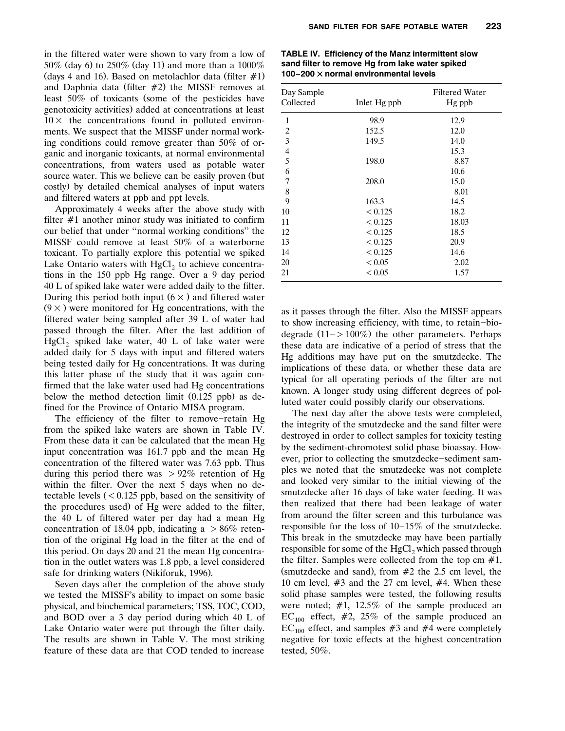in the filtered water were shown to vary from a low of 50% (day 6) to 250% (day 11) and more than a 1000% (days 4 and 16). Based on metolachlor data (filter #1) and Daphnia data (filter #2) the MISSF removes at least 50% of toxicants (some of the pesticides have genotoxicity activities) added at concentrations at least $10\times$ the concentrations found in polluted environments. We suspect that the MISSF under normal working conditions could remove greater than 50% of organic and inorganic toxicants, at normal environmental concentrations, from waters used as potable water source water. This we believe can be easily proven (but costly) by detailed chemical analyses of input waters and filtered waters at ppb and ppt levels.

Approximately 4 weeks after the above study with filter #1 another minor study was initiated to confirm our belief that under "normal working conditions" the MISSF could remove at least 50% of a waterborne toxicant. To partially explore this potential we spiked Lake Ontario waters with $HgCl_2$ to achieve concentrations in the 150 ppb Hg range. Over a 9 day period 40 L of spiked lake water were added daily to the filter. During this period both input $(6\times)$ and filtered water $(9\times)$ were monitored for Hg concentrations, with the filtered water being sampled after 39 L of water had passed through the filter. After the last addition of $HgCl_2$ spiked lake water, 40 L of lake water were added daily for 5 days with input and filtered waters being tested daily for Hg concentrations. It was during this latter phase of the study that it was again confirmed that the lake water used had Hg concentrations below the method detection limit (0.125 ppb) as defined for the Province of Ontario MISA program.

The efficiency of the filter to remove–retain Hg from the spiked lake waters are shown in Table IV. From these data it can be calculated that the mean Hg input concentration was 161.7 ppb and the mean Hg concentration of the filtered water was 7.63 ppb. Thus during this period there was $>92\%$ retention of Hg within the filter. Over the next 5 days when no detectable levels ($<0.125$ ppb, based on the sensitivity of the procedures used) of Hg were added to the filter, the 40 L of filtered water per day had a mean Hg concentration of 18.04 ppb, indicating a $>86\%$ retention of the original Hg load in the filter at the end of this period. On days 20 and 21 the mean Hg concentration in the outlet waters was 1.8 ppb, a level considered safe for drinking waters (Nikiforuk, 1996).

Seven days after the completion of the above study we tested the MISSF's ability to impact on some basic physical, and biochemical parameters; TSS, TOC, COD, and BOD over a 3 day period during which 40 L of Lake Ontario water were put through the filter daily. The results are shown in Table V. The most striking feature of these data are that COD tended to increase as it passes through the filter. Also the MISSF appears to show increasing efficiency, with time, to retain–biodegrade (11–> 100%) the other parameters. Perhaps these data are indicative of a period of stress that the Hg additions may have put on the smutzdecke. The implications of these data, or whether these data are typical for all operating periods of the filter are not known. A longer study using different degrees of polluted water could possibly clarify our observations.

**TABLE IV. Efficiency of the Manz intermittent slow sand filter to remove Hg from lake water spiked 100–200 × normal environmental levels**

| Day Sample Collected | Inlet Hg ppb | Filtered Water Hg ppb |
|---|---|---|
| 1 | 98.9 | 12.9 |
| 2 | 152.5 | 12.0 |
| 3 | 149.5 | 14.0 |
| 4 | | 15.3 |
| 5 | 198.0 | 8.87 |
| 6 | | 10.6 |
| 7 | 208.0 | 15.0 |
| 8 | | 8.01 |
| 9 | 163.3 | 14.5 |
| 10 | < 0.125 | 18.2 |
| 11 | < 0.125 | 18.03 |
| 12 | < 0.125 | 18.5 |
| 13 | < 0.125 | 20.9 |
| 14 | < 0.125 | 14.6 |
| 20 | < 0.05 | 2.02 |
| 21 | < 0.05 | 1.57 |

The next day after the above tests were completed, the integrity of the smutzdecke and the sand filter were destroyed in order to collect samples for toxicity testing by the sediment-chromotest solid phase bioassay. However, prior to collecting the smutzdecke–sediment samples we noted that the smutzdecke was not complete and looked very similar to the initial viewing of the smutzdecke after 16 days of lake water feeding. It was then realized that there had been leakage of water from around the filter screen and this turbulance was responsible for the loss of 10–15% of the smutzdecke. This break in the smutzdecke may have been partially responsible for some of the $HgCl_2$ which passed through the filter. Samples were collected from the top cm #1, (smutzdecke and sand), from #2 the 2.5 cm level, the 10 cm level, #3 and the 27 cm level, #4. When these solid phase samples were tested, the following results were noted; #1, 12.5% of the sample produced an $EC_{100}$ effect, #2, 25% of the sample produced an $EC_{100}$ effect, and samples #3 and #4 were completely negative for toxic effects at the highest concentration tested, 50%.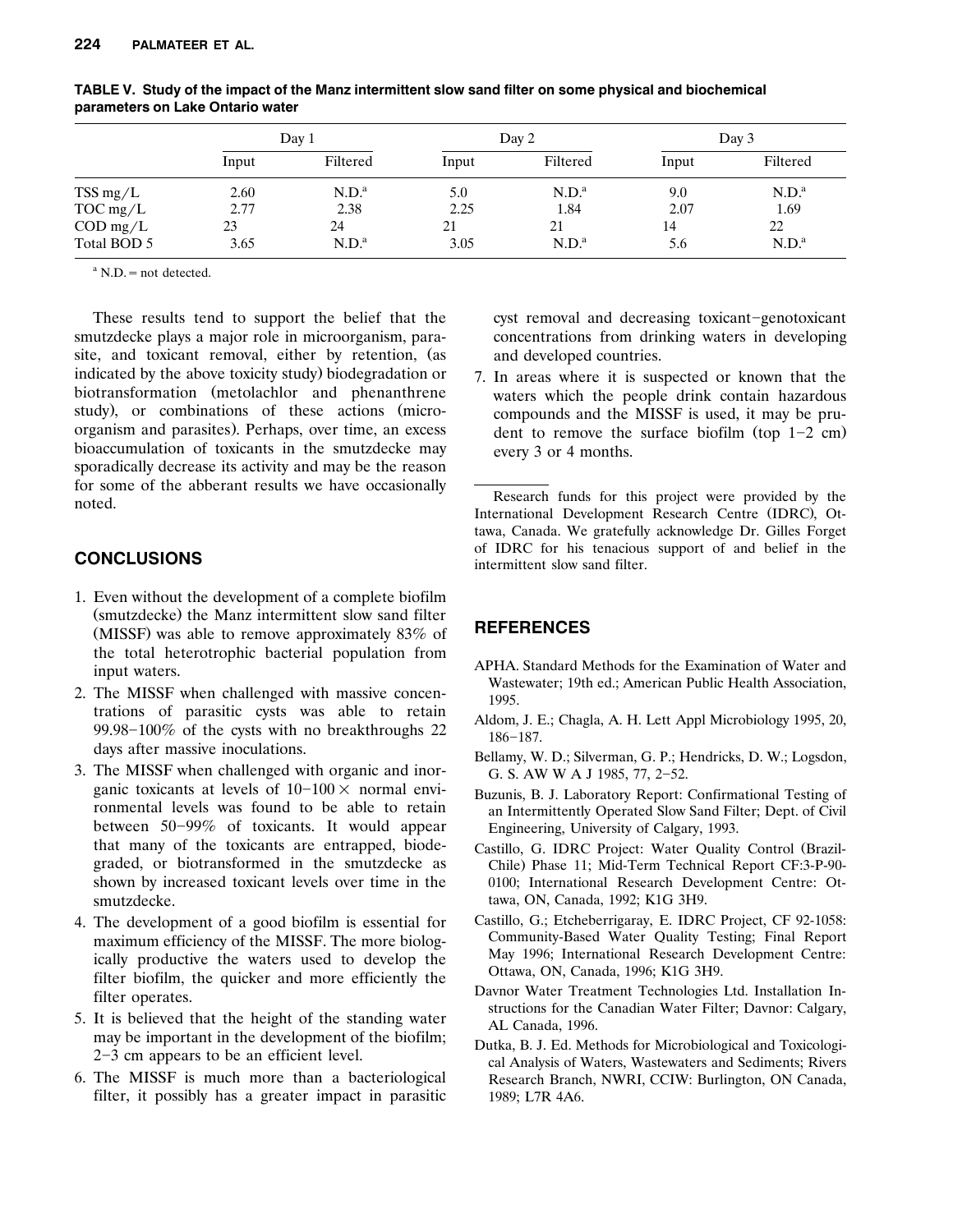**TABLE V. Study of the impact of the Manz intermittent slow sand filter on some physical and biochemical parameters on Lake Ontario water**

| | Day 1 | | Day 2 | | Day 3 | |
|---|---|---|---|---|---|---|
| | Input | Filtered | Input | Filtered | Input | Filtered |
| TSS mg/L | 2.60 | N.D.[a] | 5.0 | N.D.[a] | 9.0 | N.D.[a] |
| TOC mg/L | 2.77 | 2.38 | 2.25 | 1.84 | 2.07 | 1.69 |
| COD mg/L | 23 | 24 | 21 | 21 | 14 | 22 |
| Total BOD 5 | 3.65 | N.D.[a] | 3.05 | N.D.[a] | 5.6 | N.D.[a] |

[a] N.D. = not detected.

These results tend to support the belief that the smutzdecke plays a major role in microorganism, parasite, and toxicant removal, either by retention, (as indicated by the above toxicity study) biodegradation or biotransformation (metolachlor and phenanthrene study), or combinations of these actions (microorganism and parasites). Perhaps, over time, an excess bioaccumulation of toxicants in the smutzdecke may sporadically decrease its activity and may be the reason for some of the abberant results we have occasionally noted.

## CONCLUSIONS

1. Even without the development of a complete biofilm (smutzdecke) the Manz intermittent slow sand filter (MISSF) was able to remove approximately 83% of the total heterotrophic bacterial population from input waters.
2. The MISSF when challenged with massive concentrations of parasitic cysts was able to retain 99.98–100% of the cysts with no breakthroughs 22 days after massive inoculations.
3. The MISSF when challenged with organic and inorganic toxicants at levels of 10–100 × normal environmental levels was found to be able to retain between 50–99% of toxicants. It would appear that many of the toxicants are entrapped, biodegraded, or biotransformed in the smutzdecke as shown by increased toxicant levels over time in the smutzdecke.
4. The development of a good biofilm is essential for maximum efficiency of the MISSF. The more biologically productive the waters used to develop the filter biofilm, the quicker and more efficiently the filter operates.
5. It is believed that the height of the standing water may be important in the development of the biofilm; 2–3 cm appears to be an efficient level.
6. The MISSF is much more than a bacteriological filter, it possibly has a greater impact in parasitic cyst removal and decreasing toxicant–genotoxicant concentrations from drinking waters in developing and developed countries.
7. In areas where it is suspected or known that the waters which the people drink contain hazardous compounds and the MISSF is used, it may be prudent to remove the surface biofilm (top 1–2 cm) every 3 or 4 months.

Research funds for this project were provided by the International Development Research Centre (IDRC), Ottawa, Canada. We gratefully acknowledge Dr. Gilles Forget of IDRC for his tenacious support of and belief in the intermittent slow sand filter.

## REFERENCES

APHA. Standard Methods for the Examination of Water and Wastewater; 19th ed.; American Public Health Association, 1995.

Aldom, J. E.; Chagla, A. H. Lett Appl Microbiology 1995, 20, 186–187.

Bellamy, W. D.; Silverman, G. P.; Hendricks, D. W.; Logsdon, G. S. AW W A J 1985, 77, 2–52.

Buzunis, B. J. Laboratory Report: Confirmational Testing of an Intermittently Operated Slow Sand Filter; Dept. of Civil Engineering, University of Calgary, 1993.

Castillo, G. IDRC Project: Water Quality Control (Brazil-Chile) Phase 11; Mid-Term Technical Report CF:3-P-90-0100; International Research Development Centre: Ottawa, ON, Canada, 1992; K1G 3H9.

Castillo, G.; Etcheberrigaray, E. IDRC Project, CF 92-1058: Community-Based Water Quality Testing; Final Report May 1996; International Research Development Centre: Ottawa, ON, Canada, 1996; K1G 3H9.

Davnor Water Treatment Technologies Ltd. Installation Instructions for the Canadian Water Filter; Davnor: Calgary, AL Canada, 1996.

Dutka, B. J. Ed. Methods for Microbiological and Toxicological Analysis of Waters, Wastewaters and Sediments; Rivers Research Branch, NWRI, CCIW: Burlington, ON Canada, 1989; L7R 4A6.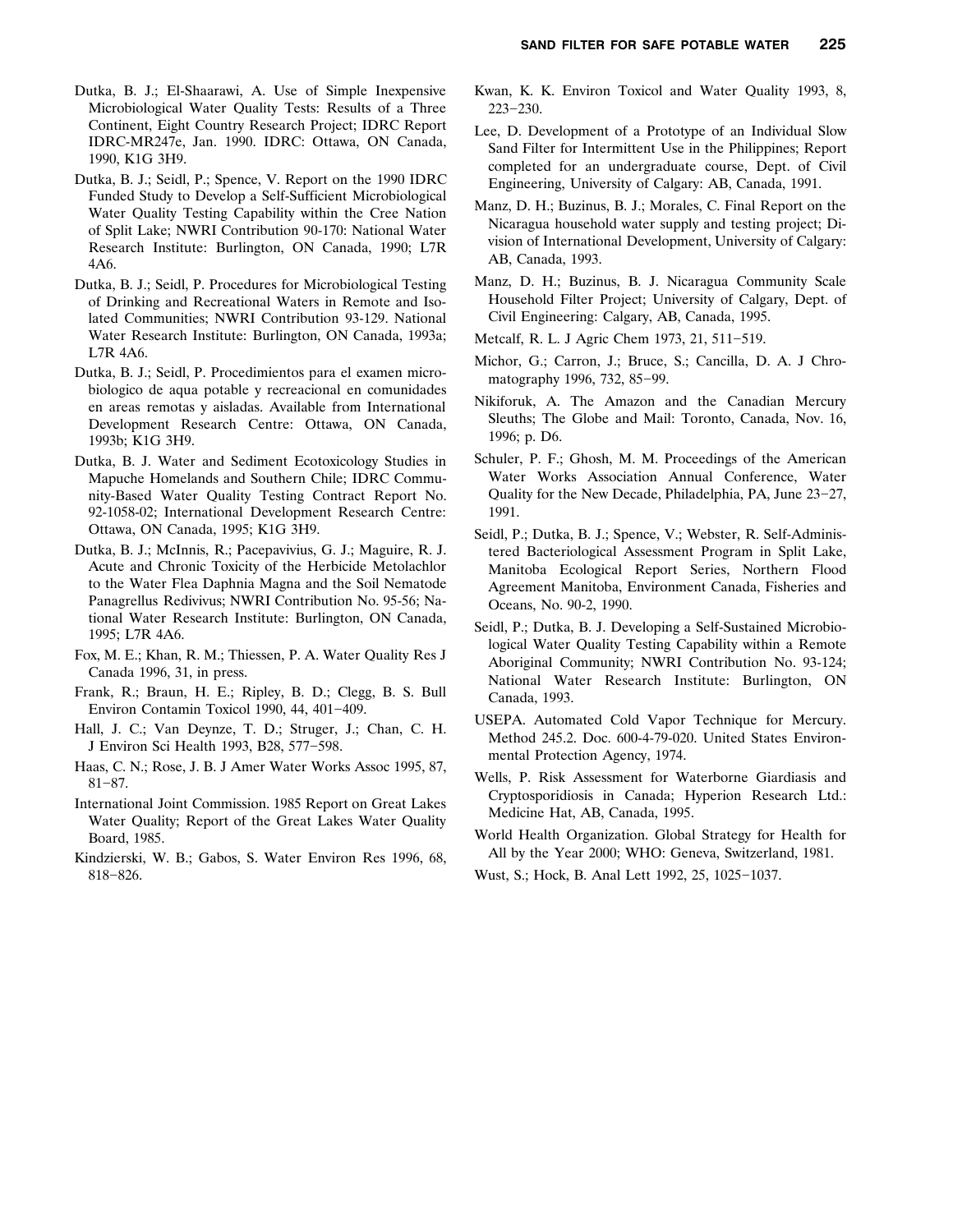Dutka, B. J.; El-Shaarawi, A. Use of Simple Inexpensive Microbiological Water Quality Tests: Results of a Three Continent, Eight Country Research Project; IDRC Report IDRC-MR247e, Jan. 1990. IDRC: Ottawa, ON Canada, 1990, K1G 3H9.

Dutka, B. J.; Seidl, P.; Spence, V. Report on the 1990 IDRC Funded Study to Develop a Self-Sufficient Microbiological Water Quality Testing Capability within the Cree Nation of Split Lake; NWRI Contribution 90-170: National Water Research Institute: Burlington, ON Canada, 1990; L7R 4A6.

Dutka, B. J.; Seidl, P. Procedures for Microbiological Testing of Drinking and Recreational Waters in Remote and Isolated Communities; NWRI Contribution 93-129. National Water Research Institute: Burlington, ON Canada, 1993a; L7R 4A6.

Dutka, B. J.; Seidl, P. Procedimientos para el examen microbiologico de aqua potable y recreacional en comunidades en areas remotas y aisladas. Available from International Development Research Centre: Ottawa, ON Canada, 1993b; K1G 3H9.

Dutka, B. J. Water and Sediment Ecotoxicology Studies in Mapuche Homelands and Southern Chile; IDRC Community-Based Water Quality Testing Contract Report No. 92-1058-02; International Development Research Centre: Ottawa, ON Canada, 1995; K1G 3H9.

Dutka, B. J.; McInnis, R.; Pacepavivius, G. J.; Maguire, R. J. Acute and Chronic Toxicity of the Herbicide Metolachlor to the Water Flea Daphnia Magna and the Soil Nematode Panagrellus Redivivus; NWRI Contribution No. 95-56; National Water Research Institute: Burlington, ON Canada, 1995; L7R 4A6.

Fox, M. E.; Khan, R. M.; Thiessen, P. A. Water Quality Res J Canada 1996, 31, in press.

Frank, R.; Braun, H. E.; Ripley, B. D.; Clegg, B. S. Bull Environ Contamin Toxicol 1990, 44, 401–409.

Hall, J. C.; Van Deynze, T. D.; Struger, J.; Chan, C. H. J Environ Sci Health 1993, B28, 577–598.

Haas, C. N.; Rose, J. B. J Amer Water Works Assoc 1995, 87, 81–87.

International Joint Commission. 1985 Report on Great Lakes Water Quality; Report of the Great Lakes Water Quality Board, 1985.

Kindzierski, W. B.; Gabos, S. Water Environ Res 1996, 68, 818–826.

Kwan, K. K. Environ Toxicol and Water Quality 1993, 8, 223–230.

Lee, D. Development of a Prototype of an Individual Slow Sand Filter for Intermittent Use in the Philippines; Report completed for an undergraduate course, Dept. of Civil Engineering, University of Calgary: AB, Canada, 1991.

Manz, D. H.; Buzinus, B. J.; Morales, C. Final Report on the Nicaragua household water supply and testing project; Division of International Development, University of Calgary: AB, Canada, 1993.

Manz, D. H.; Buzinus, B. J. Nicaragua Community Scale Household Filter Project; University of Calgary, Dept. of Civil Engineering: Calgary, AB, Canada, 1995.

Metcalf, R. L. J Agric Chem 1973, 21, 511–519.

Michor, G.; Carron, J.; Bruce, S.; Cancilla, D. A. J Chromatography 1996, 732, 85–99.

Nikiforuk, A. The Amazon and the Canadian Mercury Sleuths; The Globe and Mail: Toronto, Canada, Nov. 16, 1996; p. D6.

Schuler, P. F.; Ghosh, M. M. Proceedings of the American Water Works Association Annual Conference, Water Quality for the New Decade, Philadelphia, PA, June 23–27, 1991.

Seidl, P.; Dutka, B. J.; Spence, V.; Webster, R. Self-Administered Bacteriological Assessment Program in Split Lake, Manitoba Ecological Report Series, Northern Flood Agreement Manitoba, Environment Canada, Fisheries and Oceans, No. 90-2, 1990.

Seidl, P.; Dutka, B. J. Developing a Self-Sustained Microbiological Water Quality Testing Capability within a Remote Aboriginal Community; NWRI Contribution No. 93-124; National Water Research Institute: Burlington, ON Canada, 1993.

USEPA. Automated Cold Vapor Technique for Mercury. Method 245.2. Doc. 600-4-79-020. United States Environmental Protection Agency, 1974.

Wells, P. Risk Assessment for Waterborne Giardiasis and Cryptosporidiosis in Canada; Hyperion Research Ltd.: Medicine Hat, AB, Canada, 1995.

World Health Organization. Global Strategy for Health for All by the Year 2000; WHO: Geneva, Switzerland, 1981.

Wust, S.; Hock, B. Anal Lett 1992, 25, 1025–1037.